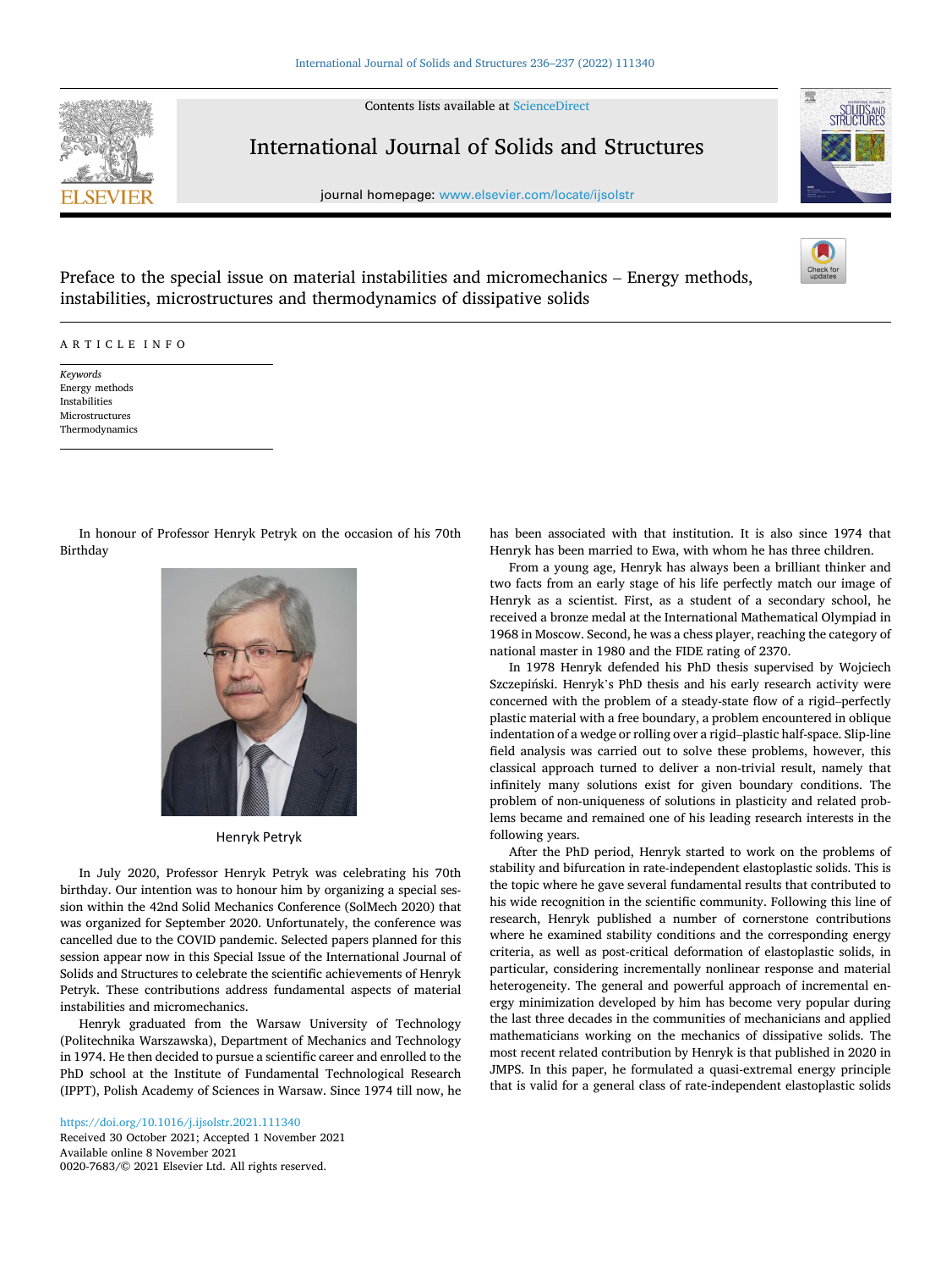# Preface to the special issue on material instabilities and micromechanics – Energy methods, instabilities, microstructures and thermodynamics of dissipative solids

ARTICLE INFO

*Keywords*
Energy methods
Instabilities
Microstructures
Thermodynamics

In honour of Professor Henryk Petryk on the occasion of his 70th Birthday

Henryk Petryk

In July 2020, Professor Henryk Petryk was celebrating his 70th birthday. Our intention was to honour him by organizing a special session within the 42nd Solid Mechanics Conference (SolMech 2020) that was organized for September 2020. Unfortunately, the conference was cancelled due to the COVID pandemic. Selected papers planned for this session appear now in this Special Issue of the International Journal of Solids and Structures to celebrate the scientific achievements of Henryk Petryk. These contributions address fundamental aspects of material instabilities and micromechanics.

Henryk graduated from the Warsaw University of Technology (Politechnika Warszawska), Department of Mechanics and Technology in 1974. He then decided to pursue a scientific career and enrolled to the PhD school at the Institute of Fundamental Technological Research (IPPT), Polish Academy of Sciences in Warsaw. Since 1974 till now, he has been associated with that institution. It is also since 1974 that Henryk has been married to Ewa, with whom he has three children.

From a young age, Henryk has always been a brilliant thinker and two facts from an early stage of his life perfectly match our image of Henryk as a scientist. First, as a student of a secondary school, he received a bronze medal at the International Mathematical Olympiad in 1968 in Moscow. Second, he was a chess player, reaching the category of national master in 1980 and the FIDE rating of 2370.

In 1978 Henryk defended his PhD thesis supervised by Wojciech Szczepiński. Henryk's PhD thesis and his early research activity were concerned with the problem of a steady-state flow of a rigid–perfectly plastic material with a free boundary, a problem encountered in oblique indentation of a wedge or rolling over a rigid–plastic half-space. Slip-line field analysis was carried out to solve these problems, however, this classical approach turned to deliver a non-trivial result, namely that infinitely many solutions exist for given boundary conditions. The problem of non-uniqueness of solutions in plasticity and related problems became and remained one of his leading research interests in the following years.

After the PhD period, Henryk started to work on the problems of stability and bifurcation in rate-independent elastoplastic solids. This is the topic where he gave several fundamental results that contributed to his wide recognition in the scientific community. Following this line of research, Henryk published a number of cornerstone contributions where he examined stability conditions and the corresponding energy criteria, as well as post-critical deformation of elastoplastic solids, in particular, considering incrementally nonlinear response and material heterogeneity. The general and powerful approach of incremental energy minimization developed by him has become very popular during the last three decades in the communities of mechanicians and applied mathematicians working on the mechanics of dissipative solids. The most recent related contribution by Henryk is that published in 2020 in JMPS. In this paper, he formulated a quasi-extremal energy principle that is valid for a general class of rate-independent elastoplastic solids

https://doi.org/10.1016/j.ijsolstr.2021.111340
Received 30 October 2021; Accepted 1 November 2021
Available online 8 November 2021
0020-7683/© 2021 Elsevier Ltd. All rights reserved.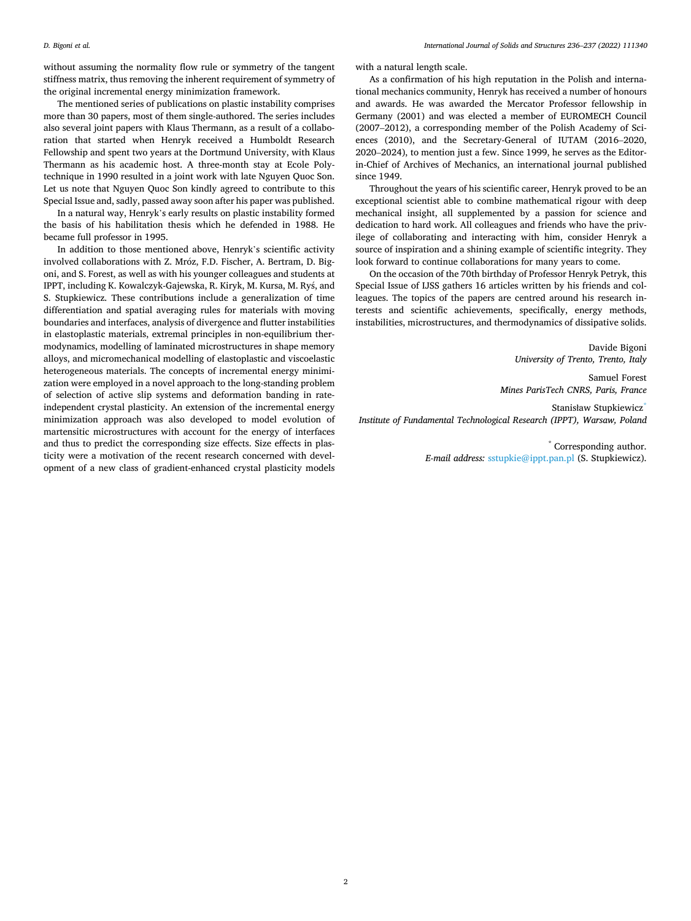without assuming the normality flow rule or symmetry of the tangent stiffness matrix, thus removing the inherent requirement of symmetry of the original incremental energy minimization framework.

The mentioned series of publications on plastic instability comprises more than 30 papers, most of them single-authored. The series includes also several joint papers with Klaus Thermann, as a result of a collaboration that started when Henryk received a Humboldt Research Fellowship and spent two years at the Dortmund University, with Klaus Thermann as his academic host. A three-month stay at Ecole Polytechnique in 1990 resulted in a joint work with late Nguyen Quoc Son. Let us note that Nguyen Quoc Son kindly agreed to contribute to this Special Issue and, sadly, passed away soon after his paper was published.

In a natural way, Henryk's early results on plastic instability formed the basis of his habilitation thesis which he defended in 1988. He became full professor in 1995.

In addition to those mentioned above, Henryk's scientific activity involved collaborations with Z. Mróz, F.D. Fischer, A. Bertram, D. Bigoni, and S. Forest, as well as with his younger colleagues and students at IPPT, including K. Kowalczyk-Gajewska, R. Kiryk, M. Kursa, M. Ryś, and S. Stupkiewicz. These contributions include a generalization of time differentiation and spatial averaging rules for materials with moving boundaries and interfaces, analysis of divergence and flutter instabilities in elastoplastic materials, extremal principles in non-equilibrium thermodynamics, modelling of laminated microstructures in shape memory alloys, and micromechanical modelling of elastoplastic and viscoelastic heterogeneous materials. The concepts of incremental energy minimization were employed in a novel approach to the long-standing problem of selection of active slip systems and deformation banding in rate-independent crystal plasticity. An extension of the incremental energy minimization approach was also developed to model evolution of martensitic microstructures with account for the energy of interfaces and thus to predict the corresponding size effects. Size effects in plasticity were a motivation of the recent research concerned with development of a new class of gradient-enhanced crystal plasticity models with a natural length scale.

As a confirmation of his high reputation in the Polish and international mechanics community, Henryk has received a number of honours and awards. He was awarded the Mercator Professor fellowship in Germany (2001) and was elected a member of EUROMECH Council (2007–2012), a corresponding member of the Polish Academy of Sciences (2010), and the Secretary-General of IUTAM (2016–2020, 2020–2024), to mention just a few. Since 1999, he serves as the Editor-in-Chief of Archives of Mechanics, an international journal published since 1949.

Throughout the years of his scientific career, Henryk proved to be an exceptional scientist able to combine mathematical rigour with deep mechanical insight, all supplemented by a passion for science and dedication to hard work. All colleagues and friends who have the privilege of collaborating and interacting with him, consider Henryk a source of inspiration and a shining example of scientific integrity. They look forward to continue collaborations for many years to come.

On the occasion of the 70th birthday of Professor Henryk Petryk, this Special Issue of IJSS gathers 16 articles written by his friends and colleagues. The topics of the papers are centred around his research interests and scientific achievements, specifically, energy methods, instabilities, microstructures, and thermodynamics of dissipative solids.

Davide Bigoni
*University of Trento, Trento, Italy*

Samuel Forest
*Mines ParisTech CNRS, Paris, France*

Stanisław Stupkiewicz*
*Institute of Fundamental Technological Research (IPPT), Warsaw, Poland*

* Corresponding author.
*E-mail address:* sstupkie@ippt.pan.pl (S. Stupkiewicz).